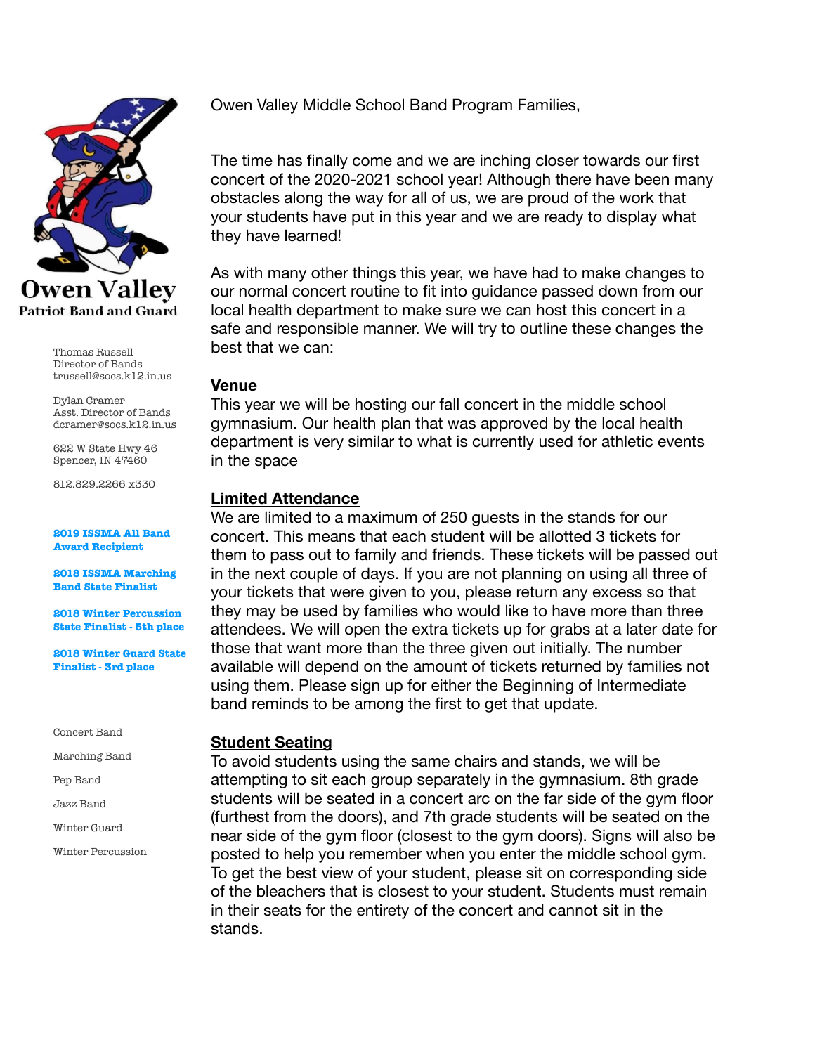**Owen Valley**
**Patriot Band and Guard**

Thomas Russell
Director of Bands
trussell@socs.k12.in.us

Dylan Cramer
Asst. Director of Bands
dcramer@socs.k12.in.us

622 W State Hwy 46
Spencer, IN 47460

812.829.2266 x330

**2019 ISSMA All Band Award Recipient**

**2018 ISSMA Marching Band State Finalist**

**2018 Winter Percussion State Finalist - 5th place**

**2018 Winter Guard State Finalist - 3rd place**

Concert Band

Marching Band

Pep Band

Jazz Band

Winter Guard

Winter Percussion

---

Owen Valley Middle School Band Program Families,

The time has finally come and we are inching closer towards our first concert of the 2020-2021 school year! Although there have been many obstacles along the way for all of us, we are proud of the work that your students have put in this year and we are ready to display what they have learned!

As with many other things this year, we have had to make changes to our normal concert routine to fit into guidance passed down from our local health department to make sure we can host this concert in a safe and responsible manner. We will try to outline these changes the best that we can:

## Venue

This year we will be hosting our fall concert in the middle school gymnasium. Our health plan that was approved by the local health department is very similar to what is currently used for athletic events in the space

## Limited Attendance

We are limited to a maximum of 250 guests in the stands for our concert. This means that each student will be allotted 3 tickets for them to pass out to family and friends. These tickets will be passed out in the next couple of days. If you are not planning on using all three of your tickets that were given to you, please return any excess so that they may be used by families who would like to have more than three attendees. We will open the extra tickets up for grabs at a later date for those that want more than the three given out initially. The number available will depend on the amount of tickets returned by families not using them. Please sign up for either the Beginning of Intermediate band reminds to be among the first to get that update.

## Student Seating

To avoid students using the same chairs and stands, we will be attempting to sit each group separately in the gymnasium. 8th grade students will be seated in a concert arc on the far side of the gym floor (furthest from the doors), and 7th grade students will be seated on the near side of the gym floor (closest to the gym doors). Signs will also be posted to help you remember when you enter the middle school gym. To get the best view of your student, please sit on corresponding side of the bleachers that is closest to your student. Students must remain in their seats for the entirety of the concert and cannot sit in the stands.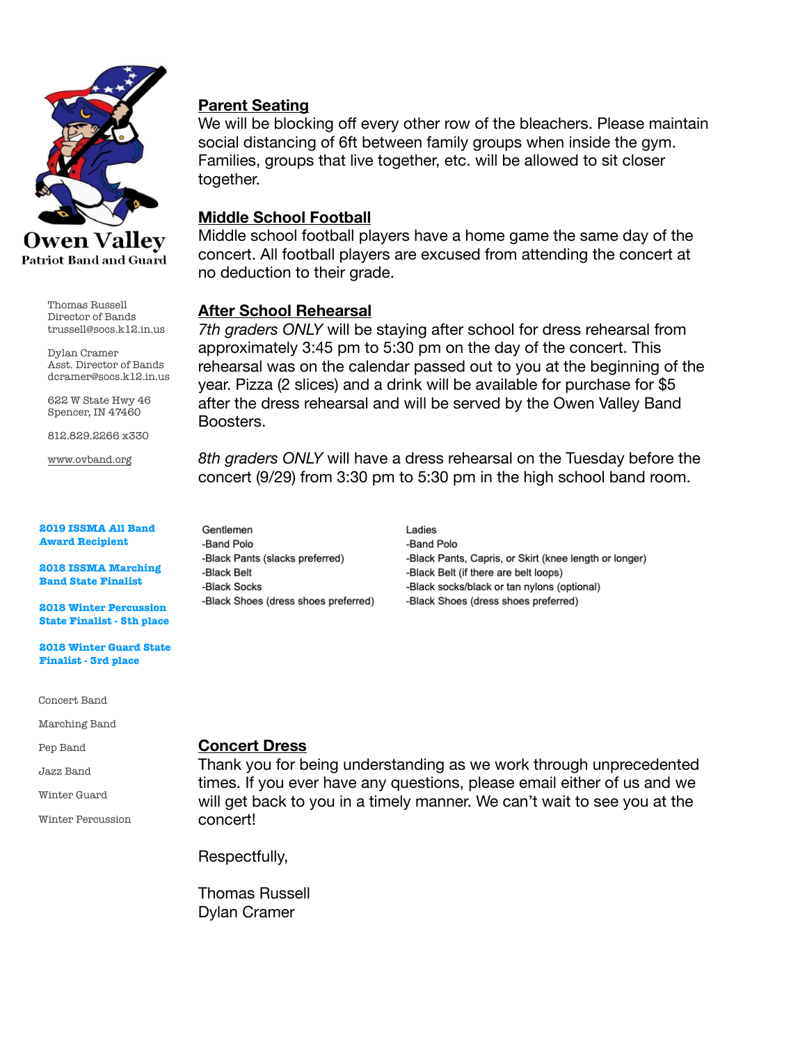Owen Valley
Patriot Band and Guard

Thomas Russell
Director of Bands
trussell@socs.k12.in.us

Dylan Cramer
Asst. Director of Bands
dcramer@socs.k12.in.us

622 W State Hwy 46
Spencer, IN 47460

812.829.2266 x330

www.ovband.org

**2019 ISSMA All Band Award Recipient**

**2018 ISSMA Marching Band State Finalist**

**2018 Winter Percussion State Finalist - 5th place**

**2018 Winter Guard State Finalist - 3rd place**

Concert Band

Marching Band

Pep Band

Jazz Band

Winter Guard

Winter Percussion

## Parent Seating

We will be blocking off every other row of the bleachers. Please maintain social distancing of 6ft between family groups when inside the gym. Families, groups that live together, etc. will be allowed to sit closer together.

## Middle School Football

Middle school football players have a home game the same day of the concert. All football players are excused from attending the concert at no deduction to their grade.

## After School Rehearsal

*7th graders ONLY* will be staying after school for dress rehearsal from approximately 3:45 pm to 5:30 pm on the day of the concert. This rehearsal was on the calendar passed out to you at the beginning of the year. Pizza (2 slices) and a drink will be available for purchase for $5 after the dress rehearsal and will be served by the Owen Valley Band Boosters.

*8th graders ONLY* will have a dress rehearsal on the Tuesday before the concert (9/29) from 3:30 pm to 5:30 pm in the high school band room.

Gentlemen
- Band Polo
- Black Pants (slacks preferred)
- Black Belt
- Black Socks
- Black Shoes (dress shoes preferred)

Ladies
- Band Polo
- Black Pants, Capris, or Skirt (knee length or longer)
- Black Belt (if there are belt loops)
- Black socks/black or tan nylons (optional)
- Black Shoes (dress shoes preferred)

## Concert Dress

Thank you for being understanding as we work through unprecedented times. If you ever have any questions, please email either of us and we will get back to you in a timely manner. We can't wait to see you at the concert!

Respectfully,

Thomas Russell
Dylan Cramer